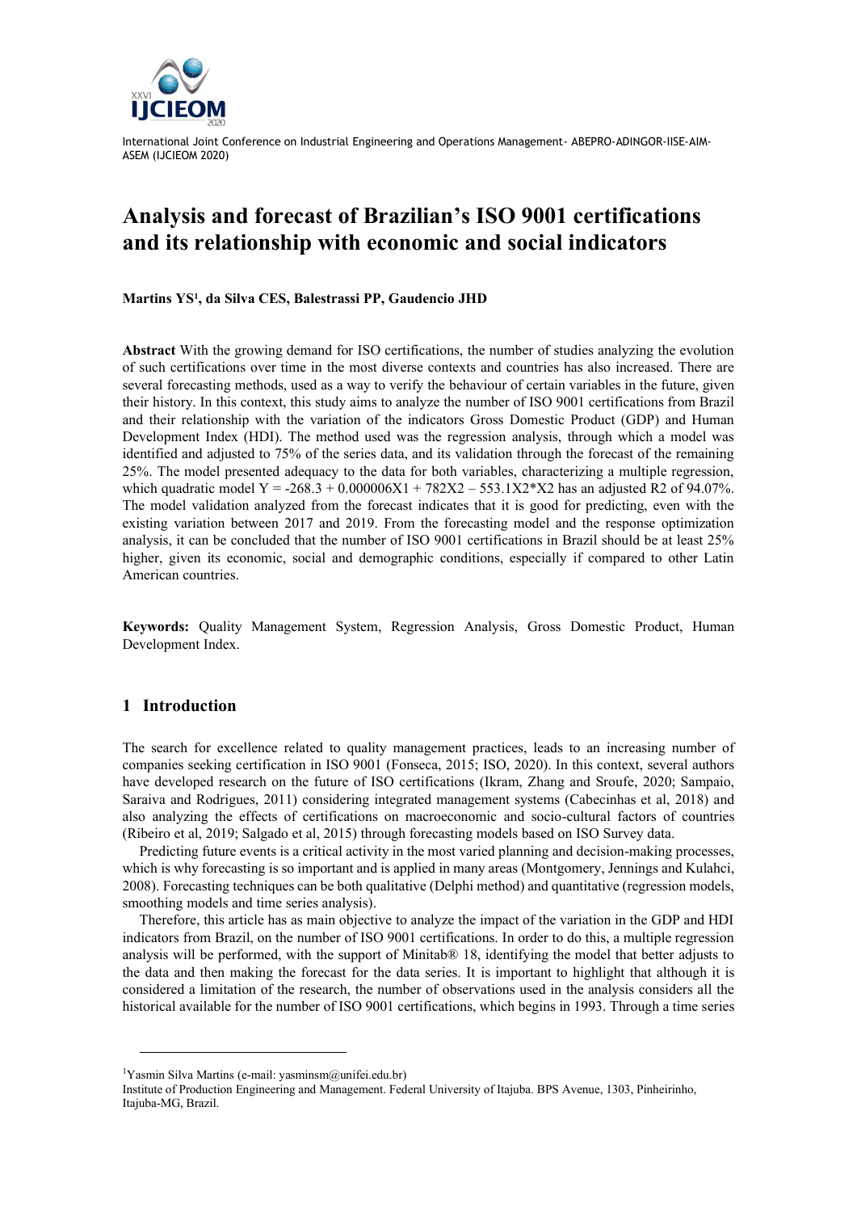# Analysis and forecast of Brazilian's ISO 9001 certifications and its relationship with economic and social indicators

**Martins YS[1], da Silva CES, Balestrassi PP, Gaudencio JHD**

**Abstract** With the growing demand for ISO certifications, the number of studies analyzing the evolution of such certifications over time in the most diverse contexts and countries has also increased. There are several forecasting methods, used as a way to verify the behaviour of certain variables in the future, given their history. In this context, this study aims to analyze the number of ISO 9001 certifications from Brazil and their relationship with the variation of the indicators Gross Domestic Product (GDP) and Human Development Index (HDI). The method used was the regression analysis, through which a model was identified and adjusted to 75% of the series data, and its validation through the forecast of the remaining 25%. The model presented adequacy to the data for both variables, characterizing a multiple regression, which quadratic model $Y = -268.3 + 0.000006X1 + 782X2 – 553.1X2*X2$ has an adjusted R2 of 94.07%. The model validation analyzed from the forecast indicates that it is good for predicting, even with the existing variation between 2017 and 2019. From the forecasting model and the response optimization analysis, it can be concluded that the number of ISO 9001 certifications in Brazil should be at least 25% higher, given its economic, social and demographic conditions, especially if compared to other Latin American countries.

**Keywords:** Quality Management System, Regression Analysis, Gross Domestic Product, Human Development Index.

## 1 Introduction

The search for excellence related to quality management practices, leads to an increasing number of companies seeking certification in ISO 9001 (Fonseca, 2015; ISO, 2020). In this context, several authors have developed research on the future of ISO certifications (Ikram, Zhang and Sroufe, 2020; Sampaio, Saraiva and Rodrigues, 2011) considering integrated management systems (Cabecinhas et al, 2018) and also analyzing the effects of certifications on macroeconomic and socio-cultural factors of countries (Ribeiro et al, 2019; Salgado et al, 2015) through forecasting models based on ISO Survey data.

Predicting future events is a critical activity in the most varied planning and decision-making processes, which is why forecasting is so important and is applied in many areas (Montgomery, Jennings and Kulahci, 2008). Forecasting techniques can be both qualitative (Delphi method) and quantitative (regression models, smoothing models and time series analysis).

Therefore, this article has as main objective to analyze the impact of the variation in the GDP and HDI indicators from Brazil, on the number of ISO 9001 certifications. In order to do this, a multiple regression analysis will be performed, with the support of Minitab® 18, identifying the model that better adjusts to the data and then making the forecast for the data series. It is important to highlight that although it is considered a limitation of the research, the number of observations used in the analysis considers all the historical available for the number of ISO 9001 certifications, which begins in 1993. Through a time series

---

[1] Yasmin Silva Martins (e-mail: yasminsm@unifei.edu.br)
Institute of Production Engineering and Management. Federal University of Itajuba. BPS Avenue, 1303, Pinheirinho, Itajuba-MG, Brazil.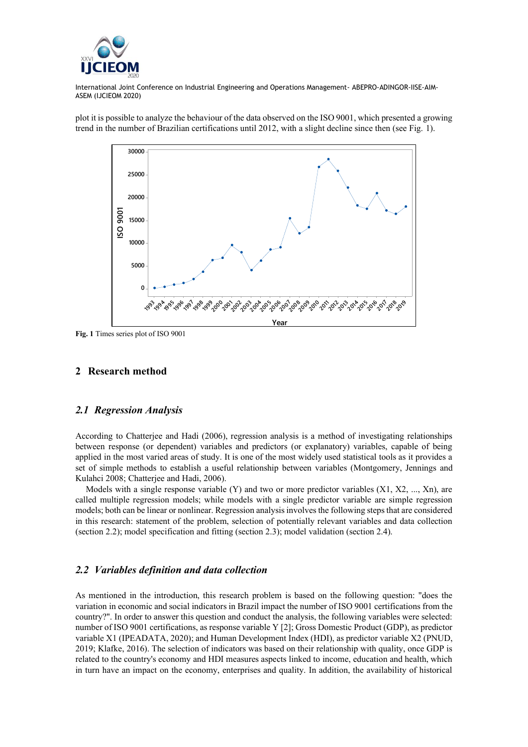plot it is possible to analyze the behaviour of the data observed on the ISO 9001, which presented a growing trend in the number of Brazilian certifications until 2012, with a slight decline since then (see Fig. 1).

**Fig. 1** Times series plot of ISO 9001

## 2 Research method

### *2.1 Regression Analysis*

According to Chatterjee and Hadi (2006), regression analysis is a method of investigating relationships between response (or dependent) variables and predictors (or explanatory) variables, capable of being applied in the most varied areas of study. It is one of the most widely used statistical tools as it provides a set of simple methods to establish a useful relationship between variables (Montgomery, Jennings and Kulahci 2008; Chatterjee and Hadi, 2006).

Models with a single response variable (Y) and two or more predictor variables (X1, X2, ..., Xn), are called multiple regression models; while models with a single predictor variable are simple regression models; both can be linear or nonlinear. Regression analysis involves the following steps that are considered in this research: statement of the problem, selection of potentially relevant variables and data collection (section 2.2); model specification and fitting (section 2.3); model validation (section 2.4).

### *2.2 Variables definition and data collection*

As mentioned in the introduction, this research problem is based on the following question: "does the variation in economic and social indicators in Brazil impact the number of ISO 9001 certifications from the country?". In order to answer this question and conduct the analysis, the following variables were selected: number of ISO 9001 certifications, as response variable Y [2]; Gross Domestic Product (GDP), as predictor variable X1 (IPEADATA, 2020); and Human Development Index (HDI), as predictor variable X2 (PNUD, 2019; Klafke, 2016). The selection of indicators was based on their relationship with quality, once GDP is related to the country's economy and HDI measures aspects linked to income, education and health, which in turn have an impact on the economy, enterprises and quality. In addition, the availability of historical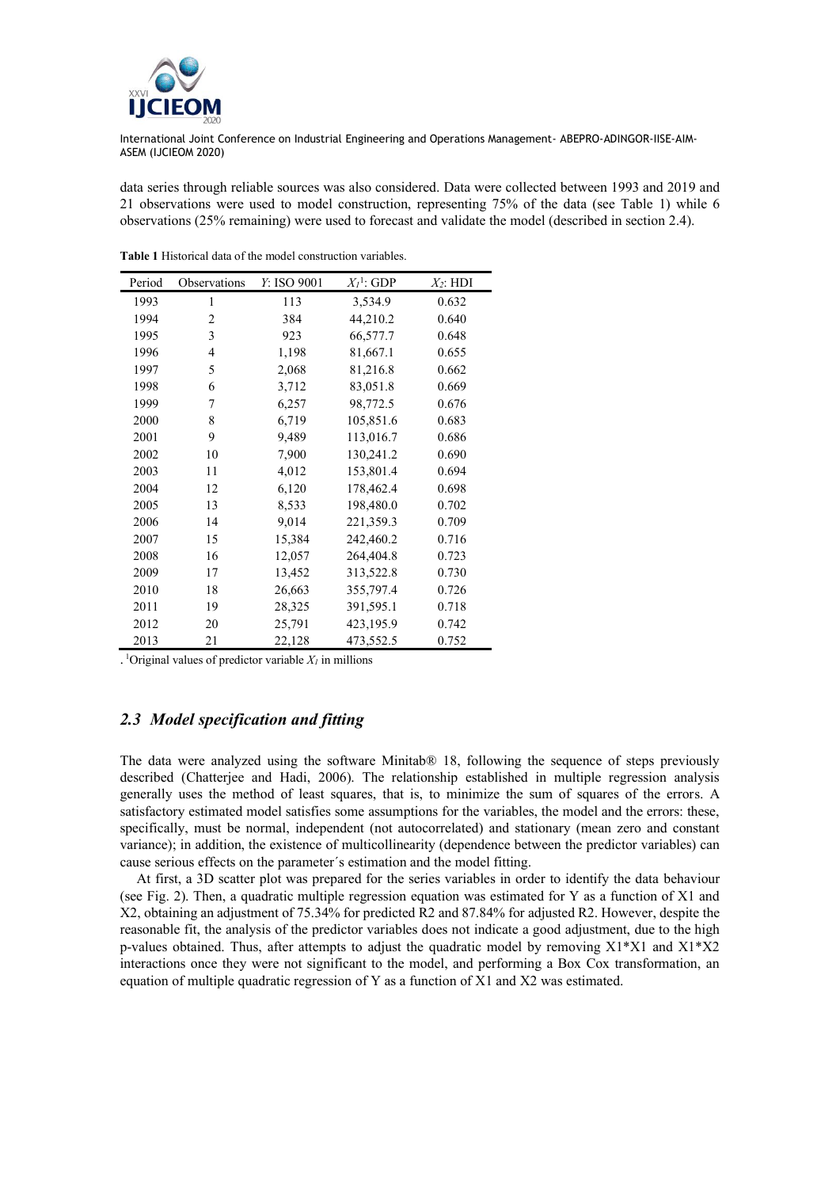data series through reliable sources was also considered. Data were collected between 1993 and 2019 and 21 observations were used to model construction, representing 75% of the data (see Table 1) while 6 observations (25% remaining) were used to forecast and validate the model (described in section 2.4).

**Table 1** Historical data of the model construction variables.

| Period | Observations | $Y$: ISO 9001 | $X_1$[1]: GDP | $X_2$: HDI |
|---|---|---|---|---|
| 1993 | 1 | 113 | 3,534.9 | 0.632 |
| 1994 | 2 | 384 | 44,210.2 | 0.640 |
| 1995 | 3 | 923 | 66,577.7 | 0.648 |
| 1996 | 4 | 1,198 | 81,667.1 | 0.655 |
| 1997 | 5 | 2,068 | 81,216.8 | 0.662 |
| 1998 | 6 | 3,712 | 83,051.8 | 0.669 |
| 1999 | 7 | 6,257 | 98,772.5 | 0.676 |
| 2000 | 8 | 6,719 | 105,851.6 | 0.683 |
| 2001 | 9 | 9,489 | 113,016.7 | 0.686 |
| 2002 | 10 | 7,900 | 130,241.2 | 0.690 |
| 2003 | 11 | 4,012 | 153,801.4 | 0.694 |
| 2004 | 12 | 6,120 | 178,462.4 | 0.698 |
| 2005 | 13 | 8,533 | 198,480.0 | 0.702 |
| 2006 | 14 | 9,014 | 221,359.3 | 0.709 |
| 2007 | 15 | 15,384 | 242,460.2 | 0.716 |
| 2008 | 16 | 12,057 | 264,404.8 | 0.723 |
| 2009 | 17 | 13,452 | 313,522.8 | 0.730 |
| 2010 | 18 | 26,663 | 355,797.4 | 0.726 |
| 2011 | 19 | 28,325 | 391,595.1 | 0.718 |
| 2012 | 20 | 25,791 | 423,195.9 | 0.742 |
| 2013 | 21 | 22,128 | 473,552.5 | 0.752 |

. [1]Original values of predictor variable $X_1$ in millions

### *2.3 Model specification and fitting*

The data were analyzed using the software Minitab® 18, following the sequence of steps previously described (Chatterjee and Hadi, 2006). The relationship established in multiple regression analysis generally uses the method of least squares, that is, to minimize the sum of squares of the errors. A satisfactory estimated model satisfies some assumptions for the variables, the model and the errors: these, specifically, must be normal, independent (not autocorrelated) and stationary (mean zero and constant variance); in addition, the existence of multicollinearity (dependence between the predictor variables) can cause serious effects on the parameter´s estimation and the model fitting.

At first, a 3D scatter plot was prepared for the series variables in order to identify the data behaviour (see Fig. 2). Then, a quadratic multiple regression equation was estimated for Y as a function of X1 and X2, obtaining an adjustment of 75.34% for predicted R2 and 87.84% for adjusted R2. However, despite the reasonable fit, the analysis of the predictor variables does not indicate a good adjustment, due to the high p-values obtained. Thus, after attempts to adjust the quadratic model by removing X1*X1 and X1*X2 interactions once they were not significant to the model, and performing a Box Cox transformation, an equation of multiple quadratic regression of Y as a function of X1 and X2 was estimated.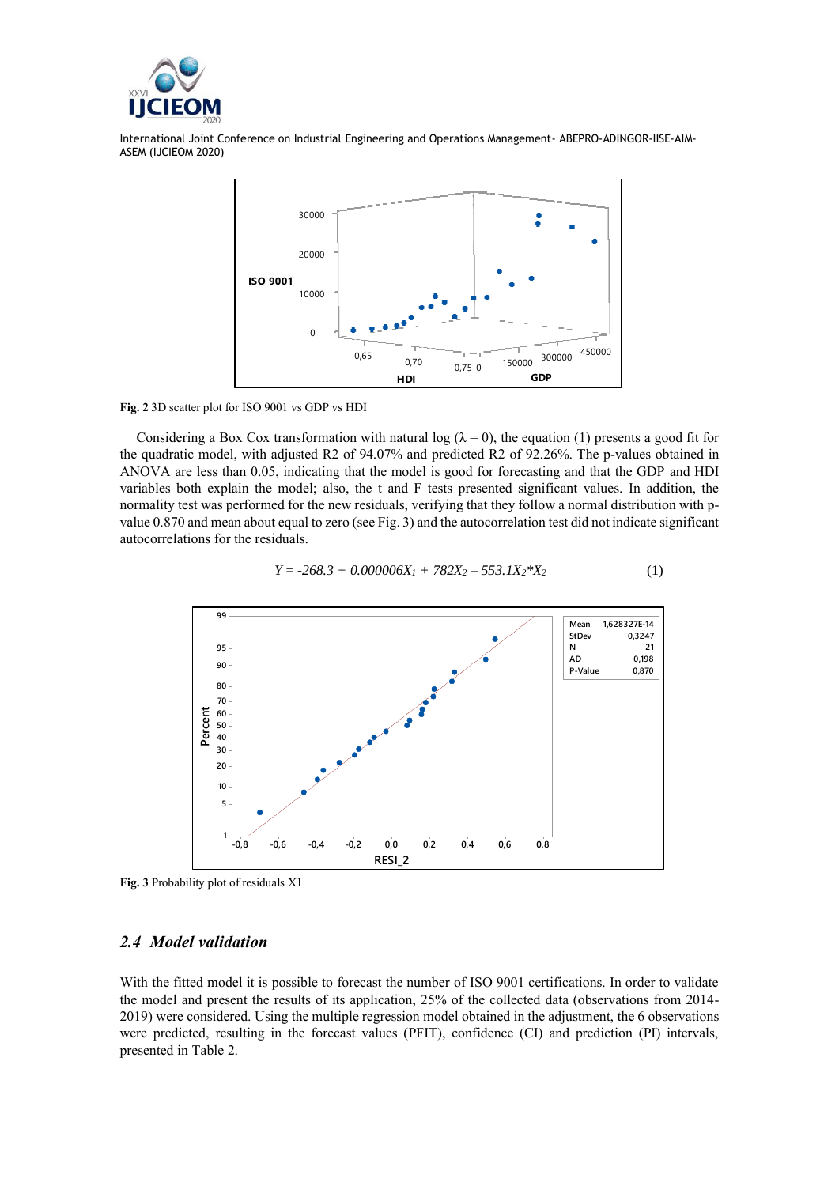**Fig. 2** 3D scatter plot for ISO 9001 vs GDP vs HDI

Considering a Box Cox transformation with natural log ($\lambda = 0$), the equation (1) presents a good fit for the quadratic model, with adjusted R2 of 94.07% and predicted R2 of 92.26%. The p-values obtained in ANOVA are less than 0.05, indicating that the model is good for forecasting and that the GDP and HDI variables both explain the model; also, the t and F tests presented significant values. In addition, the normality test was performed for the new residuals, verifying that they follow a normal distribution with p-value 0.870 and mean about equal to zero (see Fig. 3) and the autocorrelation test did not indicate significant autocorrelations for the residuals.

$$Y = -268.3 + 0.000006X_1 + 782X_2 - 553.1X_2{*}X_2 \quad (1)$$

**Fig. 3** Probability plot of residuals X1

## 2.4 Model validation

With the fitted model it is possible to forecast the number of ISO 9001 certifications. In order to validate the model and present the results of its application, 25% of the collected data (observations from 2014-2019) were considered. Using the multiple regression model obtained in the adjustment, the 6 observations were predicted, resulting in the forecast values (PFIT), confidence (CI) and prediction (PI) intervals, presented in Table 2.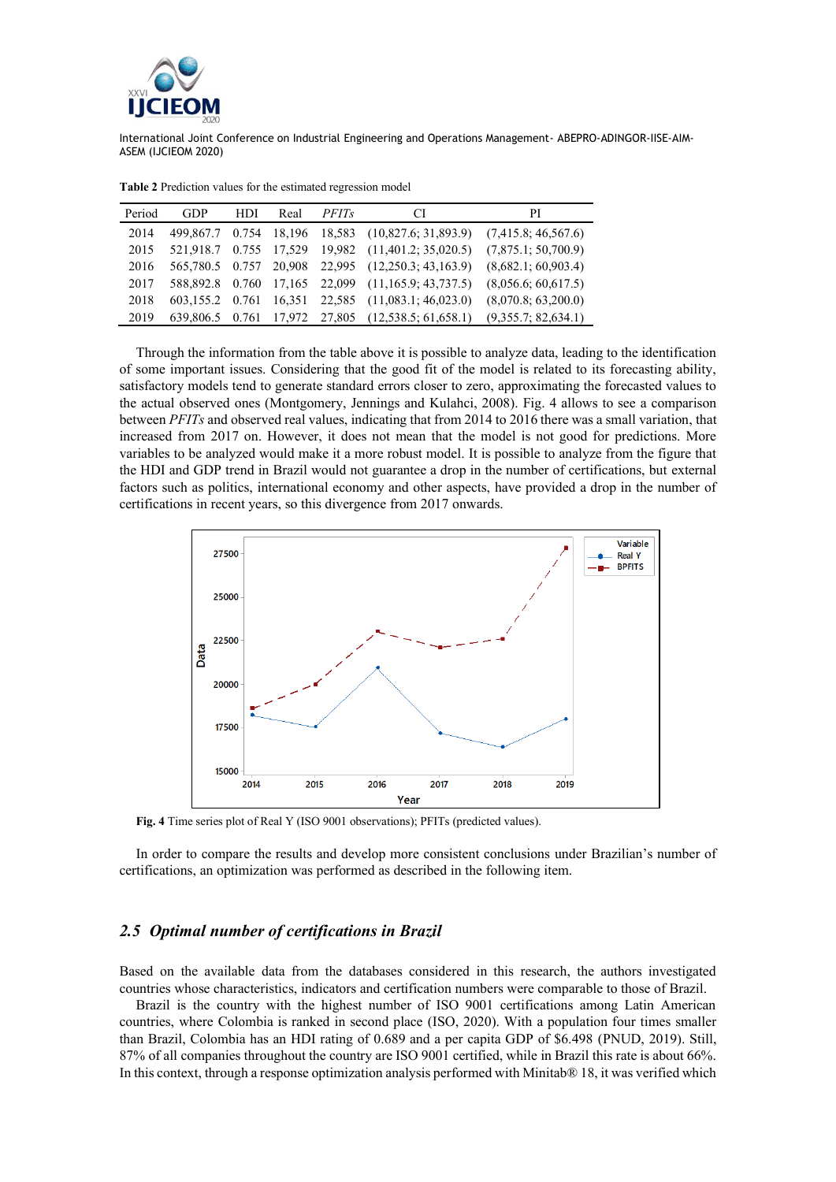**Table 2** Prediction values for the estimated regression model

| Period | GDP | HDI | Real | *PFITs* | CI | PI |
|---|---|---|---|---|---|---|
| 2014 | 499,867.7 | 0.754 | 18,196 | 18,583 | (10,827.6; 31,893.9) | (7,415.8; 46,567.6) |
| 2015 | 521,918.7 | 0.755 | 17,529 | 19,982 | (11,401.2; 35,020.5) | (7,875.1; 50,700.9) |
| 2016 | 565,780.5 | 0.757 | 20,908 | 22,995 | (12,250.3; 43,163.9) | (8,682.1; 60,903.4) |
| 2017 | 588,892.8 | 0.760 | 17,165 | 22,099 | (11,165.9; 43,737.5) | (8,056.6; 60,617.5) |
| 2018 | 603,155.2 | 0.761 | 16,351 | 22,585 | (11,083.1; 46,023.0) | (8,070.8; 63,200.0) |
| 2019 | 639,806.5 | 0.761 | 17,972 | 27,805 | (12,538.5; 61,658.1) | (9,355.7; 82,634.1) |

Through the information from the table above it is possible to analyze data, leading to the identification of some important issues. Considering that the good fit of the model is related to its forecasting ability, satisfactory models tend to generate standard errors closer to zero, approximating the forecasted values to the actual observed ones (Montgomery, Jennings and Kulahci, 2008). Fig. 4 allows to see a comparison between *PFITs* and observed real values, indicating that from 2014 to 2016 there was a small variation, that increased from 2017 on. However, it does not mean that the model is not good for predictions. More variables to be analyzed would make it a more robust model. It is possible to analyze from the figure that the HDI and GDP trend in Brazil would not guarantee a drop in the number of certifications, but external factors such as politics, international economy and other aspects, have provided a drop in the number of certifications in recent years, so this divergence from 2017 onwards.

**Fig. 4** Time series plot of Real Y (ISO 9001 observations); PFITs (predicted values).

In order to compare the results and develop more consistent conclusions under Brazilian's number of certifications, an optimization was performed as described in the following item.

## *2.5 Optimal number of certifications in Brazil*

Based on the available data from the databases considered in this research, the authors investigated countries whose characteristics, indicators and certification numbers were comparable to those of Brazil.

Brazil is the country with the highest number of ISO 9001 certifications among Latin American countries, where Colombia is ranked in second place (ISO, 2020). With a population four times smaller than Brazil, Colombia has an HDI rating of 0.689 and a per capita GDP of $6.498 (PNUD, 2019). Still, 87% of all companies throughout the country are ISO 9001 certified, while in Brazil this rate is about 66%. In this context, through a response optimization analysis performed with Minitab® 18, it was verified which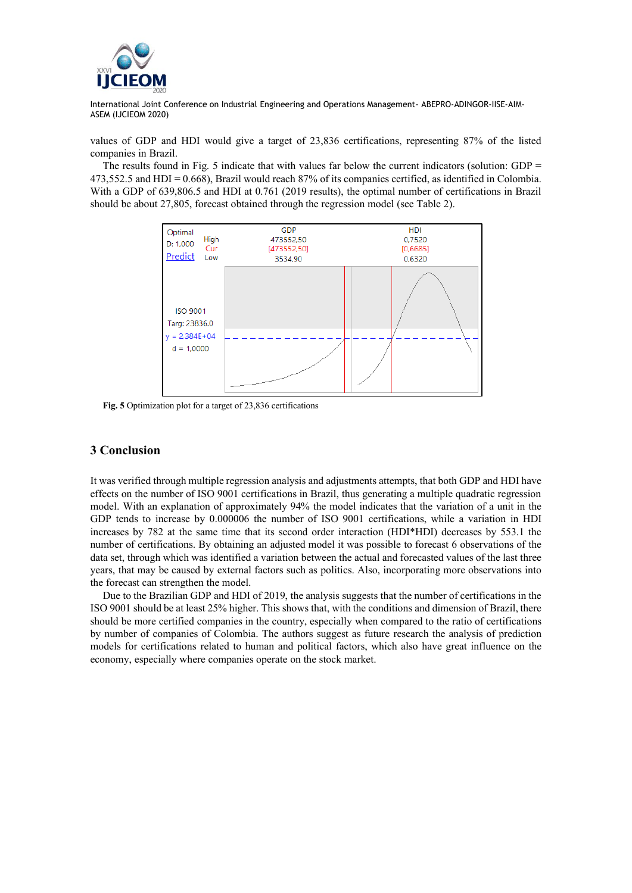values of GDP and HDI would give a target of 23,836 certifications, representing 87% of the listed companies in Brazil.

The results found in Fig. 5 indicate that with values far below the current indicators (solution: GDP = 473,552.5 and HDI = 0.668), Brazil would reach 87% of its companies certified, as identified in Colombia. With a GDP of 639,806.5 and HDI at 0.761 (2019 results), the optimal number of certifications in Brazil should be about 27,805, forecast obtained through the regression model (see Table 2).

**Fig. 5** Optimization plot for a target of 23,836 certifications

## 3 Conclusion

It was verified through multiple regression analysis and adjustments attempts, that both GDP and HDI have effects on the number of ISO 9001 certifications in Brazil, thus generating a multiple quadratic regression model. With an explanation of approximately 94% the model indicates that the variation of a unit in the GDP tends to increase by 0.000006 the number of ISO 9001 certifications, while a variation in HDI increases by 782 at the same time that its second order interaction (HDI*HDI) decreases by 553.1 the number of certifications. By obtaining an adjusted model it was possible to forecast 6 observations of the data set, through which was identified a variation between the actual and forecasted values of the last three years, that may be caused by external factors such as politics. Also, incorporating more observations into the forecast can strengthen the model.

Due to the Brazilian GDP and HDI of 2019, the analysis suggests that the number of certifications in the ISO 9001 should be at least 25% higher. This shows that, with the conditions and dimension of Brazil, there should be more certified companies in the country, especially when compared to the ratio of certifications by number of companies of Colombia. The authors suggest as future research the analysis of prediction models for certifications related to human and political factors, which also have great influence on the economy, especially where companies operate on the stock market.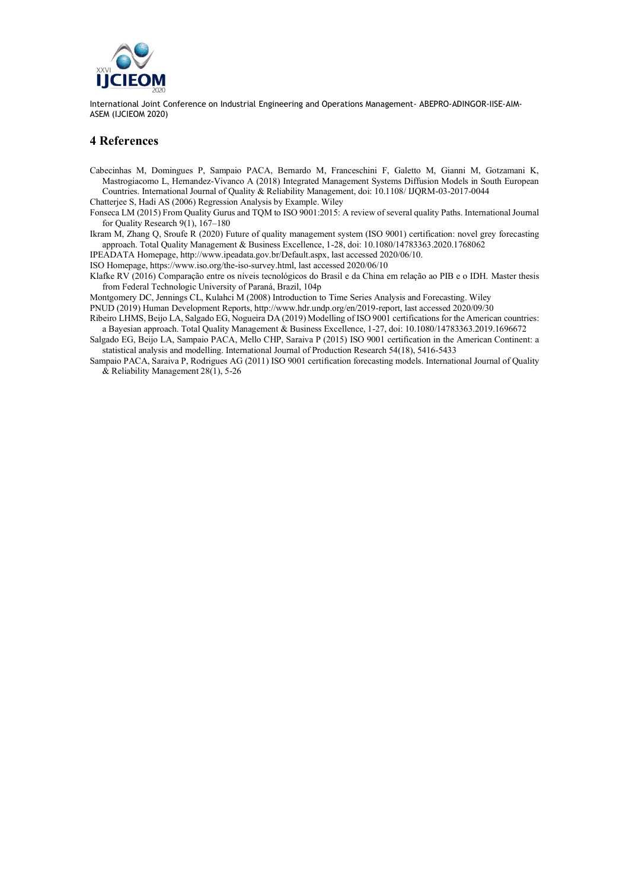## 4 References

Cabecinhas M, Domingues P, Sampaio PACA, Bernardo M, Franceschini F, Galetto M, Gianni M, Gotzamani K, Mastrogiacomo L, Hernandez-Vivanco A (2018) Integrated Management Systems Diffusion Models in South European Countries. International Journal of Quality & Reliability Management, doi: 10.1108/ IJQRM-03-2017-0044

Chatterjee S, Hadi AS (2006) Regression Analysis by Example. Wiley

Fonseca LM (2015) From Quality Gurus and TQM to ISO 9001:2015: A review of several quality Paths. International Journal for Quality Research 9(1), 167–180

Ikram M, Zhang Q, Sroufe R (2020) Future of quality management system (ISO 9001) certification: novel grey forecasting approach. Total Quality Management & Business Excellence, 1-28, doi: 10.1080/14783363.2020.1768062

IPEADATA Homepage, http://www.ipeadata.gov.br/Default.aspx, last accessed 2020/06/10.

ISO Homepage, https://www.iso.org/the-iso-survey.html, last accessed 2020/06/10

Klafke RV (2016) Comparação entre os níveis tecnológicos do Brasil e da China em relação ao PIB e o IDH. Master thesis from Federal Technologic University of Paraná, Brazil, 104p

Montgomery DC, Jennings CL, Kulahci M (2008) Introduction to Time Series Analysis and Forecasting. Wiley

PNUD (2019) Human Development Reports, http://www.hdr.undp.org/en/2019-report, last accessed 2020/09/30

Ribeiro LHMS, Beijo LA, Salgado EG, Nogueira DA (2019) Modelling of ISO 9001 certifications for the American countries: a Bayesian approach. Total Quality Management & Business Excellence, 1-27, doi: 10.1080/14783363.2019.1696672

Salgado EG, Beijo LA, Sampaio PACA, Mello CHP, Saraiva P (2015) ISO 9001 certification in the American Continent: a statistical analysis and modelling. International Journal of Production Research 54(18), 5416-5433

Sampaio PACA, Saraiva P, Rodrigues AG (2011) ISO 9001 certification forecasting models. International Journal of Quality & Reliability Management 28(1), 5-26